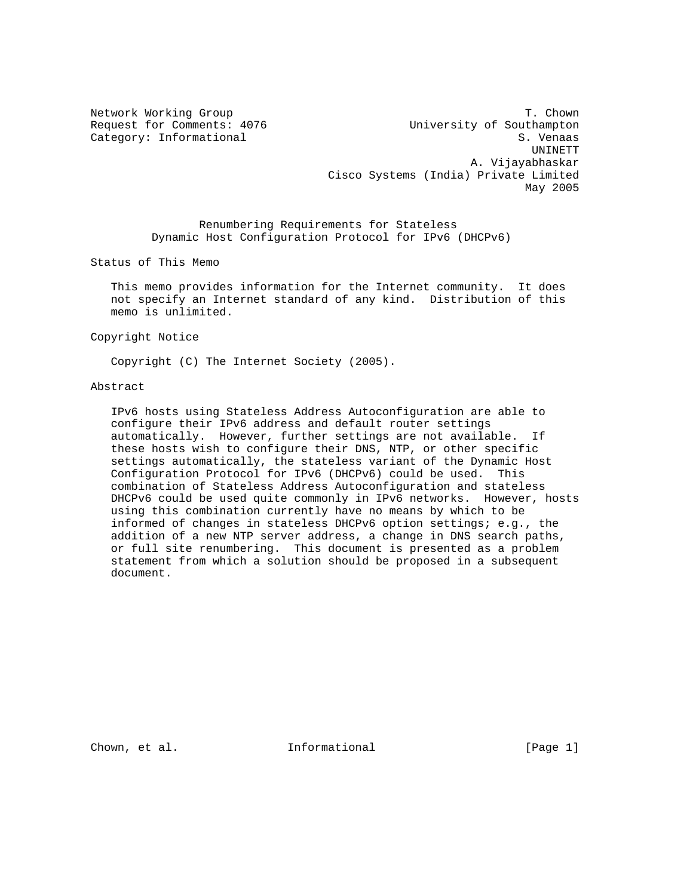Network Working Group — T. Chown
Request for Comments: 4076 — University of Southampton
Category: Informational — S. Venaas, UNINETT
A. Vijayabhaskar, Cisco Systems (India) Private Limited
May 2005

# Renumbering Requirements for Stateless Dynamic Host Configuration Protocol for IPv6 (DHCPv6)

## Status of This Memo

This memo provides information for the Internet community. It does not specify an Internet standard of any kind. Distribution of this memo is unlimited.

## Copyright Notice

Copyright (C) The Internet Society (2005).

## Abstract

IPv6 hosts using Stateless Address Autoconfiguration are able to configure their IPv6 address and default router settings automatically. However, further settings are not available. If these hosts wish to configure their DNS, NTP, or other specific settings automatically, the stateless variant of the Dynamic Host Configuration Protocol for IPv6 (DHCPv6) could be used. This combination of Stateless Address Autoconfiguration and stateless DHCPv6 could be used quite commonly in IPv6 networks. However, hosts using this combination currently have no means by which to be informed of changes in stateless DHCPv6 option settings; e.g., the addition of a new NTP server address, a change in DNS search paths, or full site renumbering. This document is presented as a problem statement from which a solution should be proposed in a subsequent document.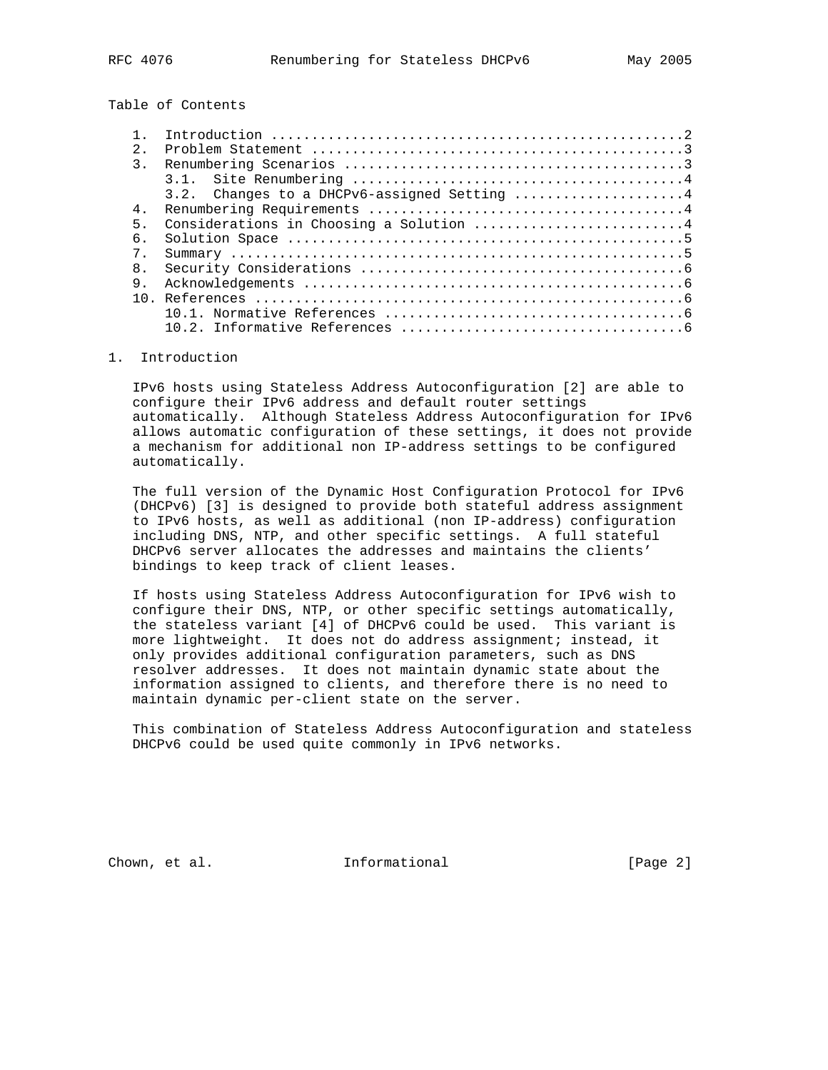Table of Contents

1. Introduction ....................................................2
2. Problem Statement ...............................................3
3. Renumbering Scenarios ...........................................3
   3.1. Site Renumbering ...........................................4
   3.2. Changes to a DHCPv6-assigned Setting .......................4
4. Renumbering Requirements ........................................4
5. Considerations in Choosing a Solution ...........................4
6. Solution Space ..................................................5
7. Summary .........................................................5
8. Security Considerations .........................................6
9. Acknowledgements ................................................6
10. References .....................................................6
   10.1. Normative References ......................................6
   10.2. Informative References ....................................6

# 1. Introduction

IPv6 hosts using Stateless Address Autoconfiguration [2] are able to configure their IPv6 address and default router settings automatically. Although Stateless Address Autoconfiguration for IPv6 allows automatic configuration of these settings, it does not provide a mechanism for additional non IP-address settings to be configured automatically.

The full version of the Dynamic Host Configuration Protocol for IPv6 (DHCPv6) [3] is designed to provide both stateful address assignment to IPv6 hosts, as well as additional (non IP-address) configuration including DNS, NTP, and other specific settings. A full stateful DHCPv6 server allocates the addresses and maintains the clients' bindings to keep track of client leases.

If hosts using Stateless Address Autoconfiguration for IPv6 wish to configure their DNS, NTP, or other specific settings automatically, the stateless variant [4] of DHCPv6 could be used. This variant is more lightweight. It does not do address assignment; instead, it only provides additional configuration parameters, such as DNS resolver addresses. It does not maintain dynamic state about the information assigned to clients, and therefore there is no need to maintain dynamic per-client state on the server.

This combination of Stateless Address Autoconfiguration and stateless DHCPv6 could be used quite commonly in IPv6 networks.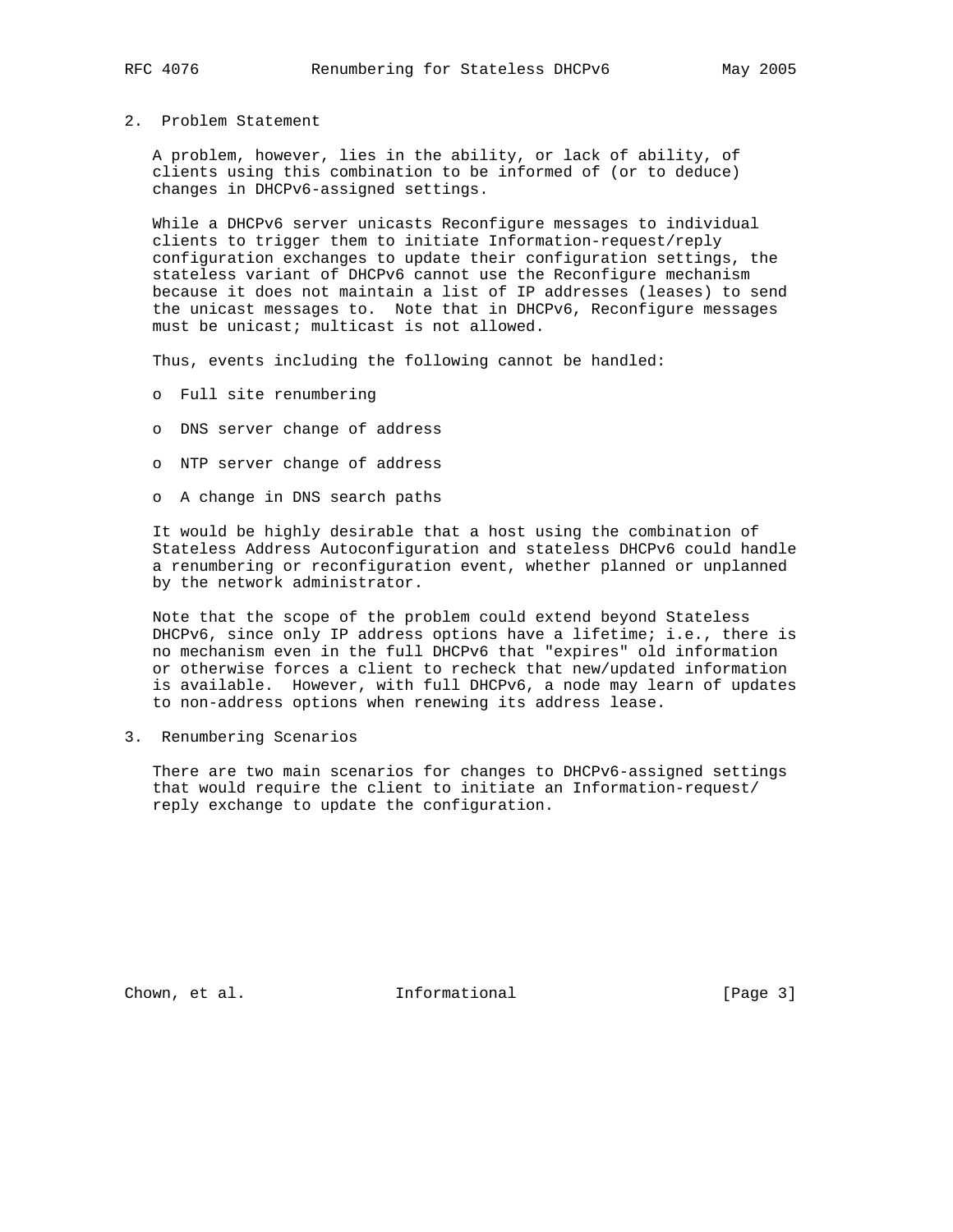## 2. Problem Statement

A problem, however, lies in the ability, or lack of ability, of clients using this combination to be informed of (or to deduce) changes in DHCPv6-assigned settings.

While a DHCPv6 server unicasts Reconfigure messages to individual clients to trigger them to initiate Information-request/reply configuration exchanges to update their configuration settings, the stateless variant of DHCPv6 cannot use the Reconfigure mechanism because it does not maintain a list of IP addresses (leases) to send the unicast messages to. Note that in DHCPv6, Reconfigure messages must be unicast; multicast is not allowed.

Thus, events including the following cannot be handled:

- Full site renumbering
- DNS server change of address
- NTP server change of address
- A change in DNS search paths

It would be highly desirable that a host using the combination of Stateless Address Autoconfiguration and stateless DHCPv6 could handle a renumbering or reconfiguration event, whether planned or unplanned by the network administrator.

Note that the scope of the problem could extend beyond Stateless DHCPv6, since only IP address options have a lifetime; i.e., there is no mechanism even in the full DHCPv6 that "expires" old information or otherwise forces a client to recheck that new/updated information is available. However, with full DHCPv6, a node may learn of updates to non-address options when renewing its address lease.

## 3. Renumbering Scenarios

There are two main scenarios for changes to DHCPv6-assigned settings that would require the client to initiate an Information-request/reply exchange to update the configuration.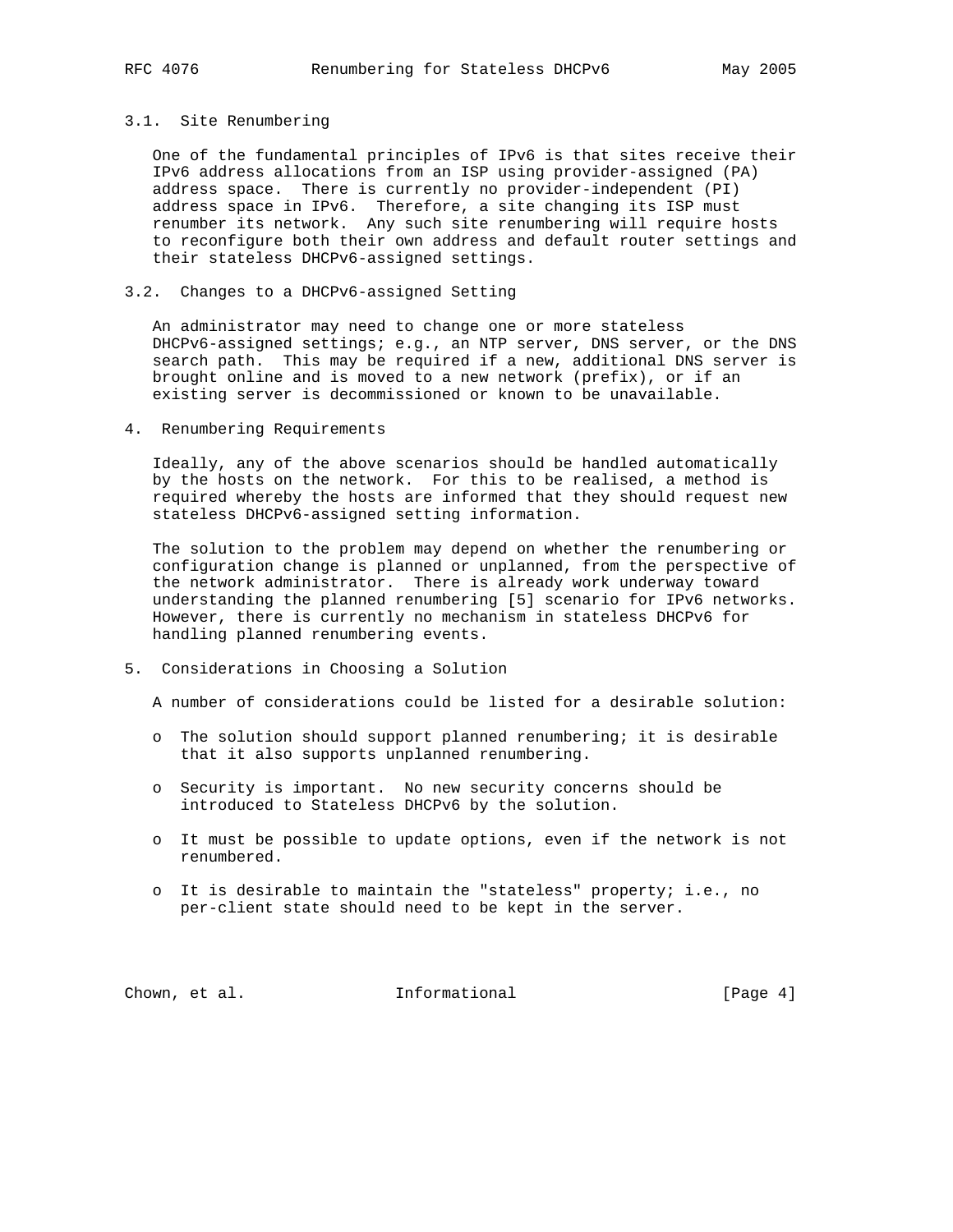### 3.1. Site Renumbering

One of the fundamental principles of IPv6 is that sites receive their IPv6 address allocations from an ISP using provider-assigned (PA) address space. There is currently no provider-independent (PI) address space in IPv6. Therefore, a site changing its ISP must renumber its network. Any such site renumbering will require hosts to reconfigure both their own address and default router settings and their stateless DHCPv6-assigned settings.

### 3.2. Changes to a DHCPv6-assigned Setting

An administrator may need to change one or more stateless DHCPv6-assigned settings; e.g., an NTP server, DNS server, or the DNS search path. This may be required if a new, additional DNS server is brought online and is moved to a new network (prefix), or if an existing server is decommissioned or known to be unavailable.

## 4. Renumbering Requirements

Ideally, any of the above scenarios should be handled automatically by the hosts on the network. For this to be realised, a method is required whereby the hosts are informed that they should request new stateless DHCPv6-assigned setting information.

The solution to the problem may depend on whether the renumbering or configuration change is planned or unplanned, from the perspective of the network administrator. There is already work underway toward understanding the planned renumbering [5] scenario for IPv6 networks. However, there is currently no mechanism in stateless DHCPv6 for handling planned renumbering events.

## 5. Considerations in Choosing a Solution

A number of considerations could be listed for a desirable solution:

- The solution should support planned renumbering; it is desirable that it also supports unplanned renumbering.
- Security is important. No new security concerns should be introduced to Stateless DHCPv6 by the solution.
- It must be possible to update options, even if the network is not renumbered.
- It is desirable to maintain the "stateless" property; i.e., no per-client state should need to be kept in the server.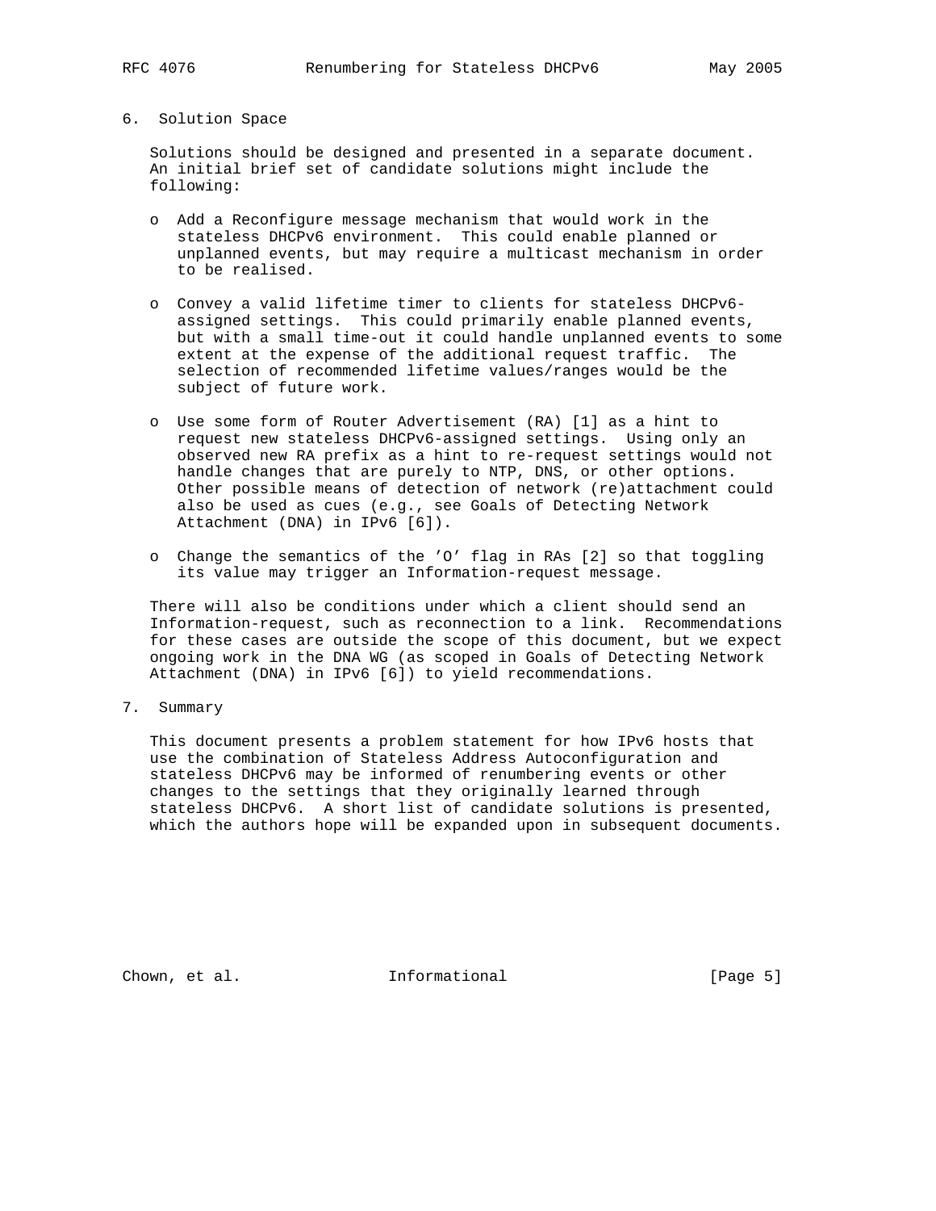## 6. Solution Space

Solutions should be designed and presented in a separate document. An initial brief set of candidate solutions might include the following:

- Add a Reconfigure message mechanism that would work in the stateless DHCPv6 environment. This could enable planned or unplanned events, but may require a multicast mechanism in order to be realised.
- Convey a valid lifetime timer to clients for stateless DHCPv6-assigned settings. This could primarily enable planned events, but with a small time-out it could handle unplanned events to some extent at the expense of the additional request traffic. The selection of recommended lifetime values/ranges would be the subject of future work.
- Use some form of Router Advertisement (RA) [1] as a hint to request new stateless DHCPv6-assigned settings. Using only an observed new RA prefix as a hint to re-request settings would not handle changes that are purely to NTP, DNS, or other options. Other possible means of detection of network (re)attachment could also be used as cues (e.g., see Goals of Detecting Network Attachment (DNA) in IPv6 [6]).
- Change the semantics of the 'O' flag in RAs [2] so that toggling its value may trigger an Information-request message.

There will also be conditions under which a client should send an Information-request, such as reconnection to a link. Recommendations for these cases are outside the scope of this document, but we expect ongoing work in the DNA WG (as scoped in Goals of Detecting Network Attachment (DNA) in IPv6 [6]) to yield recommendations.

## 7. Summary

This document presents a problem statement for how IPv6 hosts that use the combination of Stateless Address Autoconfiguration and stateless DHCPv6 may be informed of renumbering events or other changes to the settings that they originally learned through stateless DHCPv6. A short list of candidate solutions is presented, which the authors hope will be expanded upon in subsequent documents.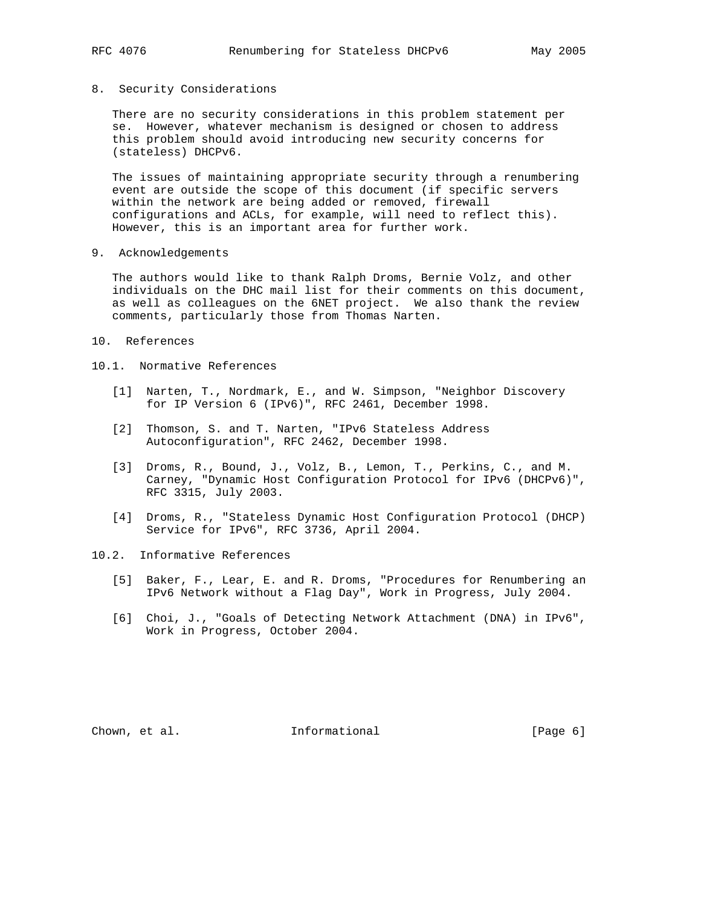## 8. Security Considerations

There are no security considerations in this problem statement per se. However, whatever mechanism is designed or chosen to address this problem should avoid introducing new security concerns for (stateless) DHCPv6.

The issues of maintaining appropriate security through a renumbering event are outside the scope of this document (if specific servers within the network are being added or removed, firewall configurations and ACLs, for example, will need to reflect this). However, this is an important area for further work.

## 9. Acknowledgements

The authors would like to thank Ralph Droms, Bernie Volz, and other individuals on the DHC mail list for their comments on this document, as well as colleagues on the 6NET project. We also thank the review comments, particularly those from Thomas Narten.

## 10. References

### 10.1. Normative References

[1] Narten, T., Nordmark, E., and W. Simpson, "Neighbor Discovery for IP Version 6 (IPv6)", RFC 2461, December 1998.

[2] Thomson, S. and T. Narten, "IPv6 Stateless Address Autoconfiguration", RFC 2462, December 1998.

[3] Droms, R., Bound, J., Volz, B., Lemon, T., Perkins, C., and M. Carney, "Dynamic Host Configuration Protocol for IPv6 (DHCPv6)", RFC 3315, July 2003.

[4] Droms, R., "Stateless Dynamic Host Configuration Protocol (DHCP) Service for IPv6", RFC 3736, April 2004.

### 10.2. Informative References

[5] Baker, F., Lear, E. and R. Droms, "Procedures for Renumbering an IPv6 Network without a Flag Day", Work in Progress, July 2004.

[6] Choi, J., "Goals of Detecting Network Attachment (DNA) in IPv6", Work in Progress, October 2004.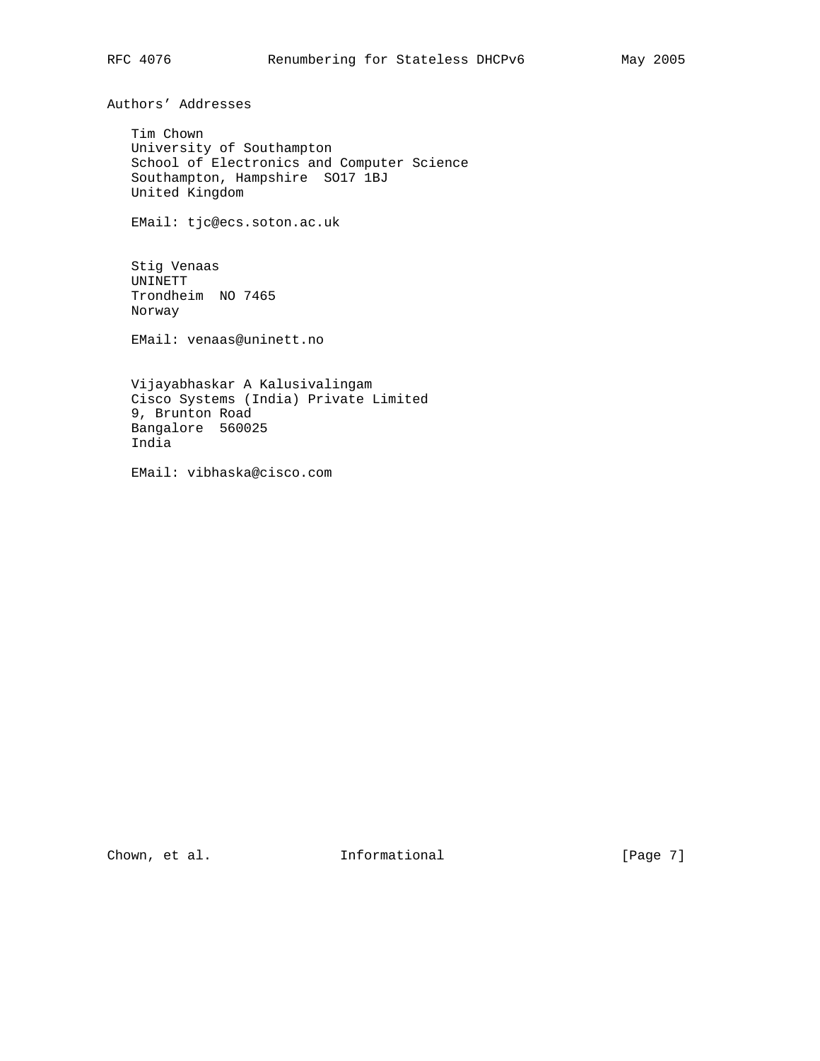## Authors' Addresses

Tim Chown
University of Southampton
School of Electronics and Computer Science
Southampton, Hampshire  SO17 1BJ
United Kingdom

EMail: tjc@ecs.soton.ac.uk

Stig Venaas
UNINETT
Trondheim  NO 7465
Norway

EMail: venaas@uninett.no

Vijayabhaskar A Kalusivalingam
Cisco Systems (India) Private Limited
9, Brunton Road
Bangalore  560025
India

EMail: vibhaska@cisco.com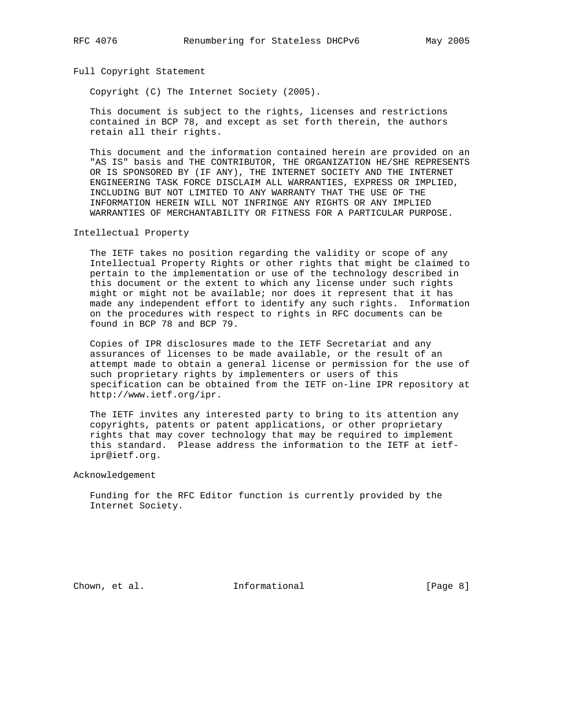## Full Copyright Statement

Copyright (C) The Internet Society (2005).

This document is subject to the rights, licenses and restrictions contained in BCP 78, and except as set forth therein, the authors retain all their rights.

This document and the information contained herein are provided on an "AS IS" basis and THE CONTRIBUTOR, THE ORGANIZATION HE/SHE REPRESENTS OR IS SPONSORED BY (IF ANY), THE INTERNET SOCIETY AND THE INTERNET ENGINEERING TASK FORCE DISCLAIM ALL WARRANTIES, EXPRESS OR IMPLIED, INCLUDING BUT NOT LIMITED TO ANY WARRANTY THAT THE USE OF THE INFORMATION HEREIN WILL NOT INFRINGE ANY RIGHTS OR ANY IMPLIED WARRANTIES OF MERCHANTABILITY OR FITNESS FOR A PARTICULAR PURPOSE.

## Intellectual Property

The IETF takes no position regarding the validity or scope of any Intellectual Property Rights or other rights that might be claimed to pertain to the implementation or use of the technology described in this document or the extent to which any license under such rights might or might not be available; nor does it represent that it has made any independent effort to identify any such rights. Information on the procedures with respect to rights in RFC documents can be found in BCP 78 and BCP 79.

Copies of IPR disclosures made to the IETF Secretariat and any assurances of licenses to be made available, or the result of an attempt made to obtain a general license or permission for the use of such proprietary rights by implementers or users of this specification can be obtained from the IETF on-line IPR repository at http://www.ietf.org/ipr.

The IETF invites any interested party to bring to its attention any copyrights, patents or patent applications, or other proprietary rights that may cover technology that may be required to implement this standard. Please address the information to the IETF at ietf-ipr@ietf.org.

## Acknowledgement

Funding for the RFC Editor function is currently provided by the Internet Society.